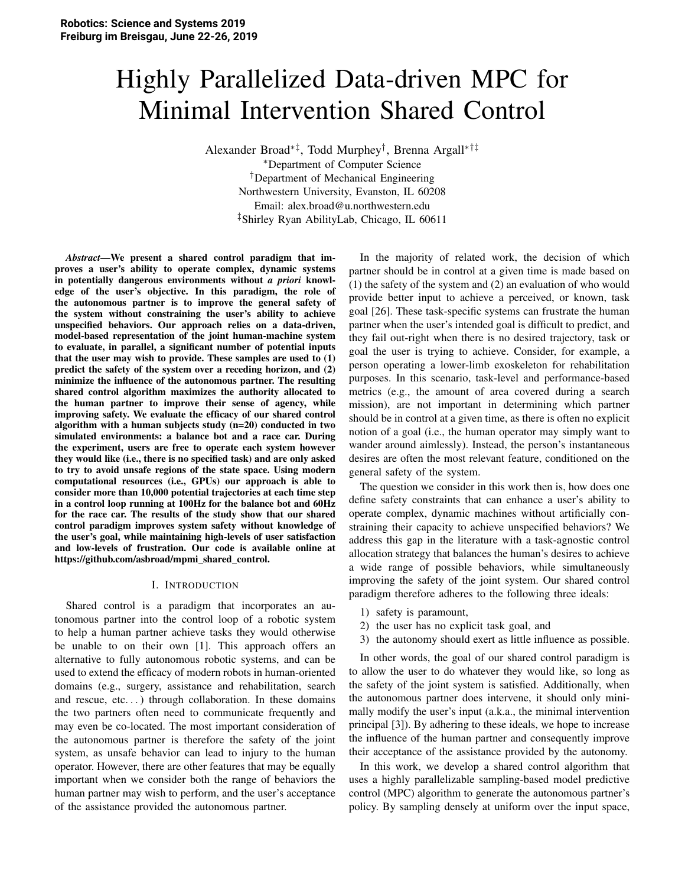# Highly Parallelized Data-driven MPC for Minimal Intervention Shared Control

Alexander Broad[*‡], Todd Murphey[†], Brenna Argall[*†‡]

[*]Department of Computer Science
[†]Department of Mechanical Engineering
Northwestern University, Evanston, IL 60208
Email: alex.broad@u.northwestern.edu
[‡]Shirley Ryan AbilityLab, Chicago, IL 60611

***Abstract*—We present a shared control paradigm that improves a user's ability to operate complex, dynamic systems in potentially dangerous environments without *a priori* knowledge of the user's objective. In this paradigm, the role of the autonomous partner is to improve the general safety of the system without constraining the user's ability to achieve unspecified behaviors. Our approach relies on a data-driven, model-based representation of the joint human-machine system to evaluate, in parallel, a significant number of potential inputs that the user may wish to provide. These samples are used to (1) predict the safety of the system over a receding horizon, and (2) minimize the influence of the autonomous partner. The resulting shared control algorithm maximizes the authority allocated to the human partner to improve their sense of agency, while improving safety. We evaluate the efficacy of our shared control algorithm with a human subjects study (n=20) conducted in two simulated environments: a balance bot and a race car. During the experiment, users are free to operate each system however they would like (i.e., there is no specified task) and are only asked to try to avoid unsafe regions of the state space. Using modern computational resources (i.e., GPUs) our approach is able to consider more than 10,000 potential trajectories at each time step in a control loop running at 100Hz for the balance bot and 60Hz for the race car. The results of the study show that our shared control paradigm improves system safety without knowledge of the user's goal, while maintaining high-levels of user satisfaction and low-levels of frustration. Our code is available online at https://github.com/asbroad/mpmi_shared_control.**

## I. Introduction

Shared control is a paradigm that incorporates an autonomous partner into the control loop of a robotic system to help a human partner achieve tasks they would otherwise be unable to on their own [1]. This approach offers an alternative to fully autonomous robotic systems, and can be used to extend the efficacy of modern robots in human-oriented domains (e.g., surgery, assistance and rehabilitation, search and rescue, etc...) through collaboration. In these domains the two partners often need to communicate frequently and may even be co-located. The most important consideration of the autonomous partner is therefore the safety of the joint system, as unsafe behavior can lead to injury to the human operator. However, there are other features that may be equally important when we consider both the range of behaviors the human partner may wish to perform, and the user's acceptance of the assistance provided the autonomous partner.

In the majority of related work, the decision of which partner should be in control at a given time is made based on (1) the safety of the system and (2) an evaluation of who would provide better input to achieve a perceived, or known, task goal [26]. These task-specific systems can frustrate the human partner when the user's intended goal is difficult to predict, and they fail out-right when there is no desired trajectory, task or goal the user is trying to achieve. Consider, for example, a person operating a lower-limb exoskeleton for rehabilitation purposes. In this scenario, task-level and performance-based metrics (e.g., the amount of area covered during a search mission), are not important in determining which partner should be in control at a given time, as there is often no explicit notion of a goal (i.e., the human operator may simply want to wander around aimlessly). Instead, the person's instantaneous desires are often the most relevant feature, conditioned on the general safety of the system.

The question we consider in this work then is, how does one define safety constraints that can enhance a user's ability to operate complex, dynamic machines without artificially constraining their capacity to achieve unspecified behaviors? We address this gap in the literature with a task-agnostic control allocation strategy that balances the human's desires to achieve a wide range of possible behaviors, while simultaneously improving the safety of the joint system. Our shared control paradigm therefore adheres to the following three ideals:

1) safety is paramount,
2) the user has no explicit task goal, and
3) the autonomy should exert as little influence as possible.

In other words, the goal of our shared control paradigm is to allow the user to do whatever they would like, so long as the safety of the joint system is satisfied. Additionally, when the autonomous partner does intervene, it should only minimally modify the user's input (a.k.a., the minimal intervention principal [3]). By adhering to these ideals, we hope to increase the influence of the human partner and consequently improve their acceptance of the assistance provided by the autonomy.

In this work, we develop a shared control algorithm that uses a highly parallelizable sampling-based model predictive control (MPC) algorithm to generate the autonomous partner's policy. By sampling densely at uniform over the input space,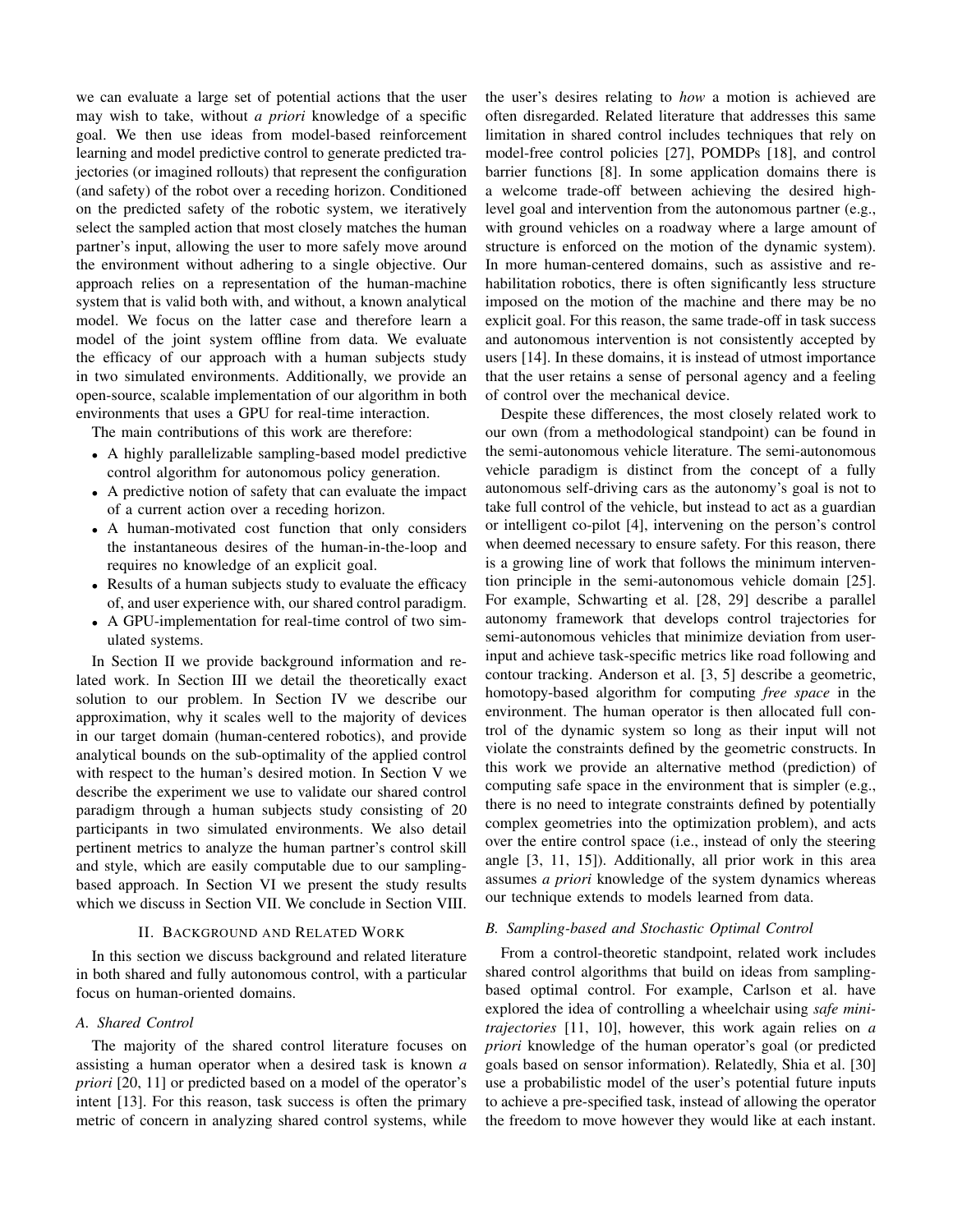we can evaluate a large set of potential actions that the user may wish to take, without *a priori* knowledge of a specific goal. We then use ideas from model-based reinforcement learning and model predictive control to generate predicted trajectories (or imagined rollouts) that represent the configuration (and safety) of the robot over a receding horizon. Conditioned on the predicted safety of the robotic system, we iteratively select the sampled action that most closely matches the human partner's input, allowing the user to more safely move around the environment without adhering to a single objective. Our approach relies on a representation of the human-machine system that is valid both with, and without, a known analytical model. We focus on the latter case and therefore learn a model of the joint system offline from data. We evaluate the efficacy of our approach with a human subjects study in two simulated environments. Additionally, we provide an open-source, scalable implementation of our algorithm in both environments that uses a GPU for real-time interaction.

The main contributions of this work are therefore:

- A highly parallelizable sampling-based model predictive control algorithm for autonomous policy generation.
- A predictive notion of safety that can evaluate the impact of a current action over a receding horizon.
- A human-motivated cost function that only considers the instantaneous desires of the human-in-the-loop and requires no knowledge of an explicit goal.
- Results of a human subjects study to evaluate the efficacy of, and user experience with, our shared control paradigm.
- A GPU-implementation for real-time control of two simulated systems.

In Section II we provide background information and related work. In Section III we detail the theoretically exact solution to our problem. In Section IV we describe our approximation, why it scales well to the majority of devices in our target domain (human-centered robotics), and provide analytical bounds on the sub-optimality of the applied control with respect to the human's desired motion. In Section V we describe the experiment we use to validate our shared control paradigm through a human subjects study consisting of 20 participants in two simulated environments. We also detail pertinent metrics to analyze the human partner's control skill and style, which are easily computable due to our sampling-based approach. In Section VI we present the study results which we discuss in Section VII. We conclude in Section VIII.

## II. Background and Related Work

In this section we discuss background and related literature in both shared and fully autonomous control, with a particular focus on human-oriented domains.

### A. Shared Control

The majority of the shared control literature focuses on assisting a human operator when a desired task is known *a priori* [20, 11] or predicted based on a model of the operator's intent [13]. For this reason, task success is often the primary metric of concern in analyzing shared control systems, while the user's desires relating to *how* a motion is achieved are often disregarded. Related literature that addresses this same limitation in shared control includes techniques that rely on model-free control policies [27], POMDPs [18], and control barrier functions [8]. In some application domains there is a welcome trade-off between achieving the desired high-level goal and intervention from the autonomous partner (e.g., with ground vehicles on a roadway where a large amount of structure is enforced on the motion of the dynamic system). In more human-centered domains, such as assistive and rehabilitation robotics, there is often significantly less structure imposed on the motion of the machine and there may be no explicit goal. For this reason, the same trade-off in task success and autonomous intervention is not consistently accepted by users [14]. In these domains, it is instead of utmost importance that the user retains a sense of personal agency and a feeling of control over the mechanical device.

Despite these differences, the most closely related work to our own (from a methodological standpoint) can be found in the semi-autonomous vehicle literature. The semi-autonomous vehicle paradigm is distinct from the concept of a fully autonomous self-driving cars as the autonomy's goal is not to take full control of the vehicle, but instead to act as a guardian or intelligent co-pilot [4], intervening on the person's control when deemed necessary to ensure safety. For this reason, there is a growing line of work that follows the minimum intervention principle in the semi-autonomous vehicle domain [25]. For example, Schwarting et al. [28, 29] describe a parallel autonomy framework that develops control trajectories for semi-autonomous vehicles that minimize deviation from user-input and achieve task-specific metrics like road following and contour tracking. Anderson et al. [3, 5] describe a geometric, homotopy-based algorithm for computing *free space* in the environment. The human operator is then allocated full control of the dynamic system so long as their input will not violate the constraints defined by the geometric constructs. In this work we provide an alternative method (prediction) of computing safe space in the environment that is simpler (e.g., there is no need to integrate constraints defined by potentially complex geometries into the optimization problem), and acts over the entire control space (i.e., instead of only the steering angle [3, 11, 15]). Additionally, all prior work in this area assumes *a priori* knowledge of the system dynamics whereas our technique extends to models learned from data.

### B. Sampling-based and Stochastic Optimal Control

From a control-theoretic standpoint, related work includes shared control algorithms that build on ideas from sampling-based optimal control. For example, Carlson et al. have explored the idea of controlling a wheelchair using *safe mini-trajectories* [11, 10], however, this work again relies on *a priori* knowledge of the human operator's goal (or predicted goals based on sensor information). Relatedly, Shia et al. [30] use a probabilistic model of the user's potential future inputs to achieve a pre-specified task, instead of allowing the operator the freedom to move however they would like at each instant.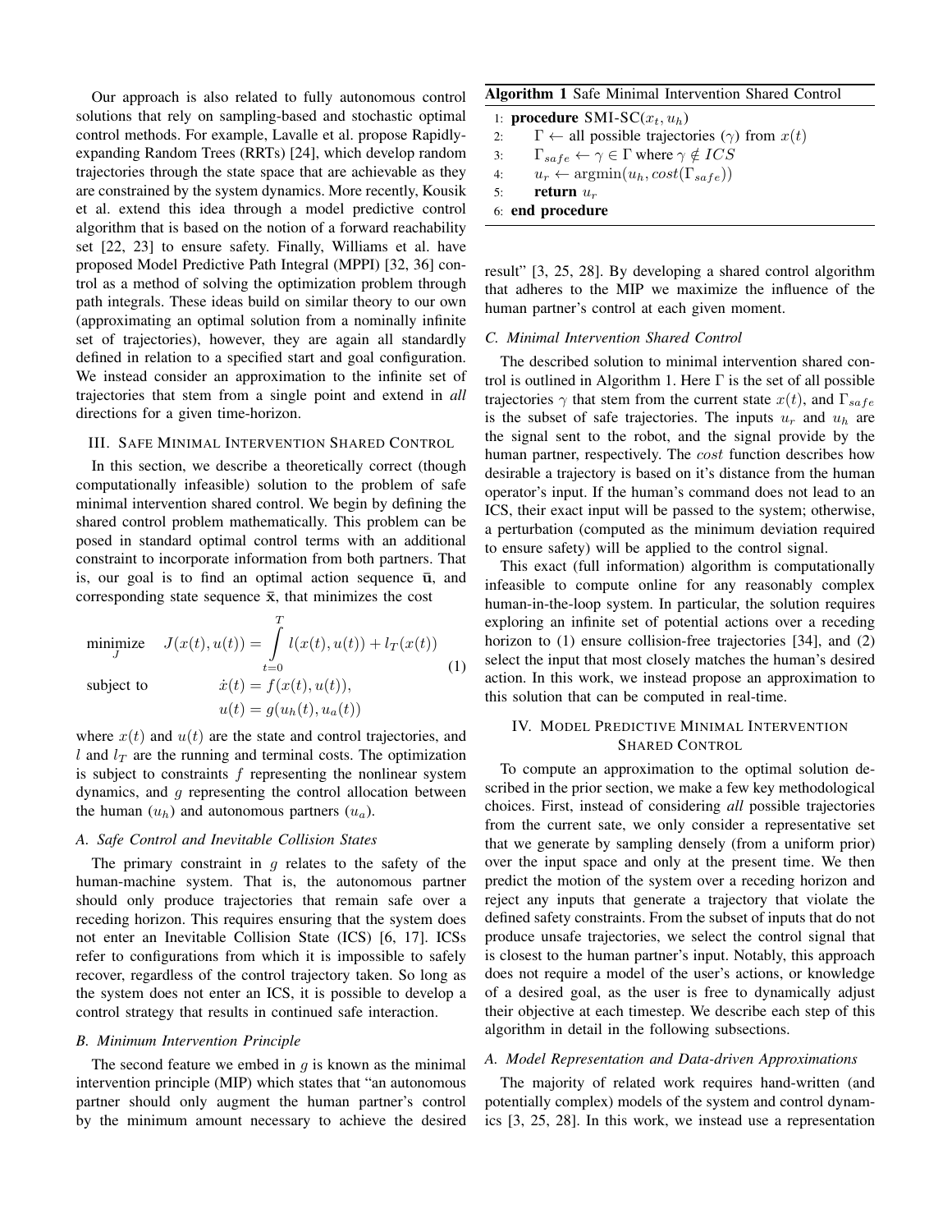Our approach is also related to fully autonomous control solutions that rely on sampling-based and stochastic optimal control methods. For example, Lavalle et al. propose Rapidly-expanding Random Trees (RRTs) [24], which develop random trajectories through the state space that are achievable as they are constrained by the system dynamics. More recently, Kousik et al. extend this idea through a model predictive control algorithm that is based on the notion of a forward reachability set [22, 23] to ensure safety. Finally, Williams et al. have proposed Model Predictive Path Integral (MPPI) [32, 36] control as a method of solving the optimization problem through path integrals. These ideas build on similar theory to our own (approximating an optimal solution from a nominally infinite set of trajectories), however, they are again all standardly defined in relation to a specified start and goal configuration. We instead consider an approximation to the infinite set of trajectories that stem from a single point and extend in *all* directions for a given time-horizon.

## III. Safe Minimal Intervention Shared Control

In this section, we describe a theoretically correct (though computationally infeasible) solution to the problem of safe minimal intervention shared control. We begin by defining the shared control problem mathematically. This problem can be posed in standard optimal control terms with an additional constraint to incorporate information from both partners. That is, our goal is to find an optimal action sequence $\bar{\mathbf{u}}$, and corresponding state sequence $\bar{\mathbf{x}}$, that minimizes the cost

$$
\begin{aligned}
\underset{J}{\text{minimize}} \quad & J(x(t), u(t)) = \int_{t=0}^{T} l(x(t), u(t)) + l_T(x(t)) \\
\text{subject to} \quad & \dot{x}(t) = f(x(t), u(t)), \\
& u(t) = g(u_h(t), u_a(t))
\end{aligned}
\tag{1}
$$

where $x(t)$ and $u(t)$ are the state and control trajectories, and $l$ and $l_T$ are the running and terminal costs. The optimization is subject to constraints $f$ representing the nonlinear system dynamics, and $g$ representing the control allocation between the human ($u_h$) and autonomous partners ($u_a$).

### A. Safe Control and Inevitable Collision States

The primary constraint in $g$ relates to the safety of the human-machine system. That is, the autonomous partner should only produce trajectories that remain safe over a receding horizon. This requires ensuring that the system does not enter an Inevitable Collision State (ICS) [6, 17]. ICSs refer to configurations from which it is impossible to safely recover, regardless of the control trajectory taken. So long as the system does not enter an ICS, it is possible to develop a control strategy that results in continued safe interaction.

### B. Minimum Intervention Principle

The second feature we embed in $g$ is known as the minimal intervention principle (MIP) which states that "an autonomous partner should only augment the human partner's control by the minimum amount necessary to achieve the desired result" [3, 25, 28]. By developing a shared control algorithm that adheres to the MIP we maximize the influence of the human partner's control at each given moment.

**Algorithm 1** Safe Minimal Intervention Shared Control

```
1: procedure SMI-SC(x_t, u_h)
2:     Γ ← all possible trajectories (γ) from x(t)
3:     Γ_safe ← γ ∈ Γ where γ ∉ ICS
4:     u_r ← argmin(u_h, cost(Γ_safe))
5:     return u_r
6: end procedure
```

### C. Minimal Intervention Shared Control

The described solution to minimal intervention shared control is outlined in Algorithm 1. Here $\Gamma$ is the set of all possible trajectories $\gamma$ that stem from the current state $x(t)$, and $\Gamma_{safe}$ is the subset of safe trajectories. The inputs $u_r$ and $u_h$ are the signal sent to the robot, and the signal provide by the human partner, respectively. The $cost$ function describes how desirable a trajectory is based on it's distance from the human operator's input. If the human's command does not lead to an ICS, their exact input will be passed to the system; otherwise, a perturbation (computed as the minimum deviation required to ensure safety) will be applied to the control signal.

This exact (full information) algorithm is computationally infeasible to compute online for any reasonably complex human-in-the-loop system. In particular, the solution requires exploring an infinite set of potential actions over a receding horizon to (1) ensure collision-free trajectories [34], and (2) select the input that most closely matches the human's desired action. In this work, we instead propose an approximation to this solution that can be computed in real-time.

## IV. Model Predictive Minimal Intervention Shared Control

To compute an approximation to the optimal solution described in the prior section, we make a few key methodological choices. First, instead of considering *all* possible trajectories from the current sate, we only consider a representative set that we generate by sampling densely (from a uniform prior) over the input space and only at the present time. We then predict the motion of the system over a receding horizon and reject any inputs that generate a trajectory that violate the defined safety constraints. From the subset of inputs that do not produce unsafe trajectories, we select the control signal that is closest to the human partner's input. Notably, this approach does not require a model of the user's actions, or knowledge of a desired goal, as the user is free to dynamically adjust their objective at each timestep. We describe each step of this algorithm in detail in the following subsections.

### A. Model Representation and Data-driven Approximations

The majority of related work requires hand-written (and potentially complex) models of the system and control dynamics [3, 25, 28]. In this work, we instead use a representation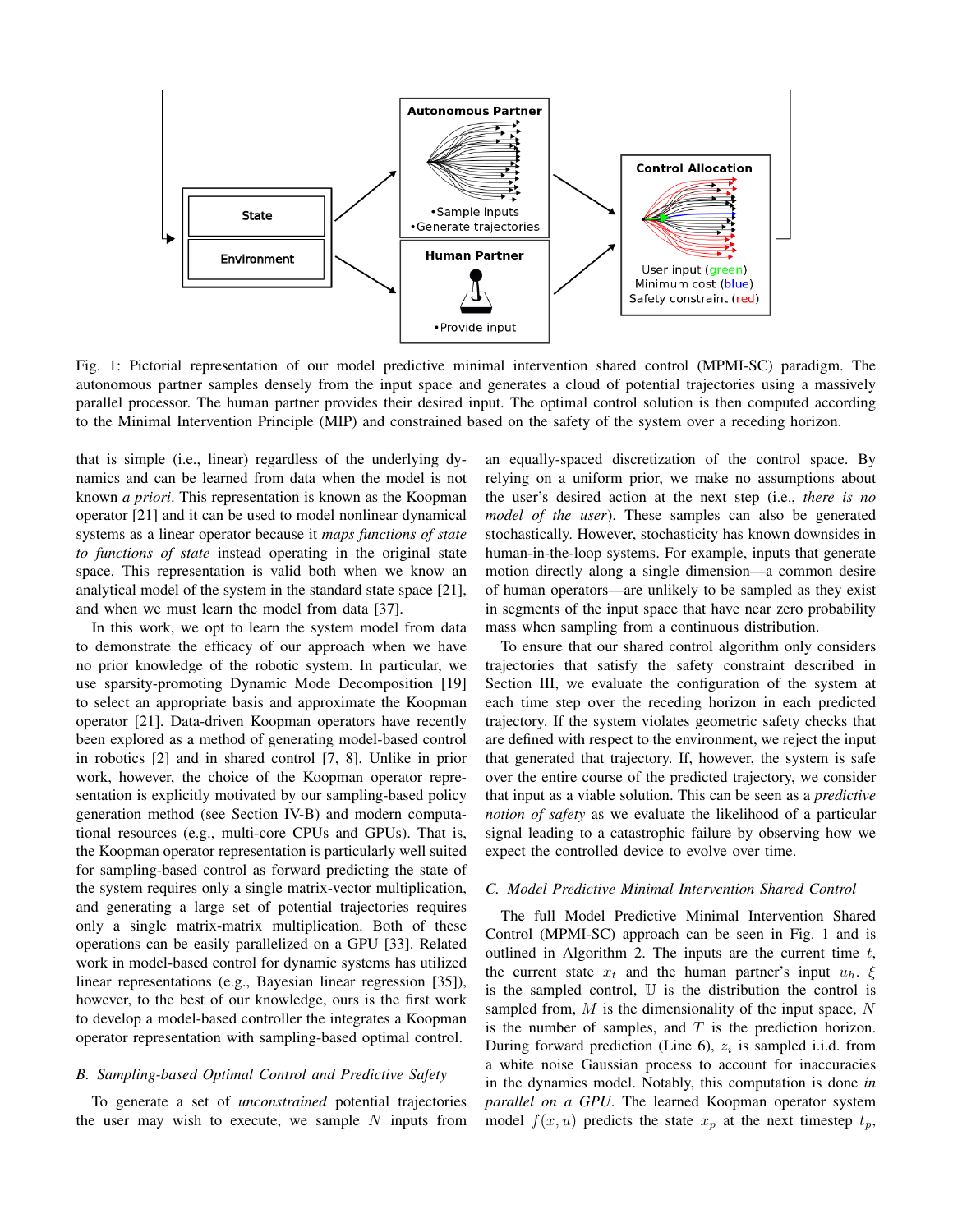Fig. 1: Pictorial representation of our model predictive minimal intervention shared control (MPMI-SC) paradigm. The autonomous partner samples densely from the input space and generates a cloud of potential trajectories using a massively parallel processor. The human partner provides their desired input. The optimal control solution is then computed according to the Minimal Intervention Principle (MIP) and constrained based on the safety of the system over a receding horizon.

that is simple (i.e., linear) regardless of the underlying dynamics and can be learned from data when the model is not known *a priori*. This representation is known as the Koopman operator [21] and it can be used to model nonlinear dynamical systems as a linear operator because it *maps functions of state to functions of state* instead operating in the original state space. This representation is valid both when we know an analytical model of the system in the standard state space [21], and when we must learn the model from data [37].

In this work, we opt to learn the system model from data to demonstrate the efficacy of our approach when we have no prior knowledge of the robotic system. In particular, we use sparsity-promoting Dynamic Mode Decomposition [19] to select an appropriate basis and approximate the Koopman operator [21]. Data-driven Koopman operators have recently been explored as a method of generating model-based control in robotics [2] and in shared control [7, 8]. Unlike in prior work, however, the choice of the Koopman operator representation is explicitly motivated by our sampling-based policy generation method (see Section IV-B) and modern computational resources (e.g., multi-core CPUs and GPUs). That is, the Koopman operator representation is particularly well suited for sampling-based control as forward predicting the state of the system requires only a single matrix-vector multiplication, and generating a large set of potential trajectories requires only a single matrix-matrix multiplication. Both of these operations can be easily parallelized on a GPU [33]. Related work in model-based control for dynamic systems has utilized linear representations (e.g., Bayesian linear regression [35]), however, to the best of our knowledge, ours is the first work to develop a model-based controller the integrates a Koopman operator representation with sampling-based optimal control.

### B. Sampling-based Optimal Control and Predictive Safety

To generate a set of *unconstrained* potential trajectories the user may wish to execute, we sample $N$ inputs from an equally-spaced discretization of the control space. By relying on a uniform prior, we make no assumptions about the user's desired action at the next step (i.e., *there is no model of the user*). These samples can also be generated stochastically. However, stochasticity has known downsides in human-in-the-loop systems. For example, inputs that generate motion directly along a single dimension—a common desire of human operators—are unlikely to be sampled as they exist in segments of the input space that have near zero probability mass when sampling from a continuous distribution.

To ensure that our shared control algorithm only considers trajectories that satisfy the safety constraint described in Section III, we evaluate the configuration of the system at each time step over the receding horizon in each predicted trajectory. If the system violates geometric safety checks that are defined with respect to the environment, we reject the input that generated that trajectory. If, however, the system is safe over the entire course of the predicted trajectory, we consider that input as a viable solution. This can be seen as a *predictive notion of safety* as we evaluate the likelihood of a particular signal leading to a catastrophic failure by observing how we expect the controlled device to evolve over time.

### C. Model Predictive Minimal Intervention Shared Control

The full Model Predictive Minimal Intervention Shared Control (MPMI-SC) approach can be seen in Fig. 1 and is outlined in Algorithm 2. The inputs are the current time $t$, the current state $x_t$ and the human partner's input $u_h$. $\xi$ is the sampled control, $\mathbb{U}$ is the distribution the control is sampled from, $M$ is the dimensionality of the input space, $N$ is the number of samples, and $T$ is the prediction horizon. During forward prediction (Line 6), $z_i$ is sampled i.i.d. from a white noise Gaussian process to account for inaccuracies in the dynamics model. Notably, this computation is done *in parallel on a GPU*. The learned Koopman operator system model $f(x, u)$ predicts the state $x_p$ at the next timestep $t_p$,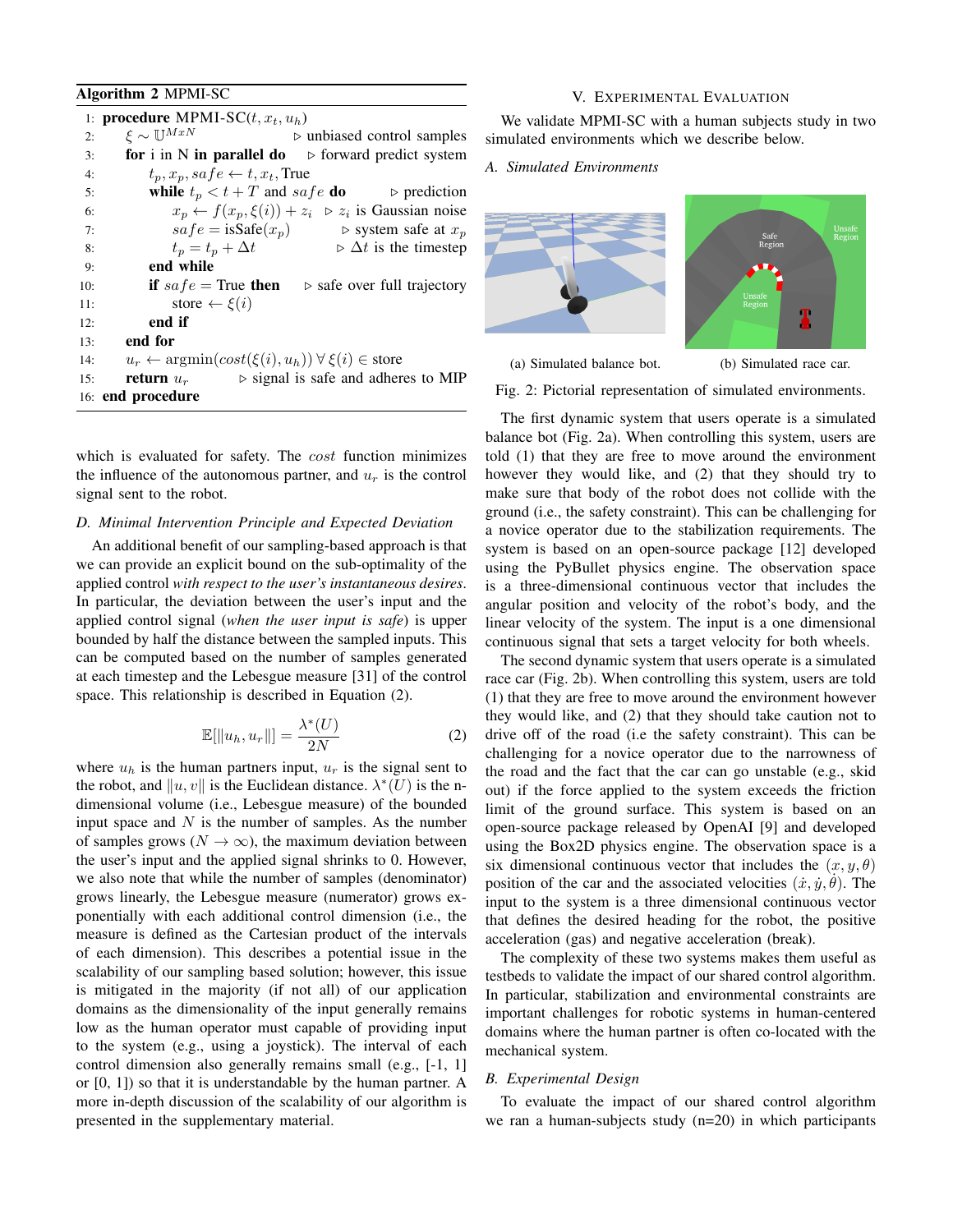**Algorithm 2** MPMI-SC

```
1: procedure MPMI-SC(t, x_t, u_h)
2:   ξ ~ U^{MxN}                              ▷ unbiased control samples
3:   for i in N in parallel do                ▷ forward predict system
4:     t_p, x_p, safe ← t, x_t, True
5:     while t_p < t + T and safe do          ▷ prediction
6:       x_p ← f(x_p, ξ(i)) + z_i             ▷ z_i is Gaussian noise
7:       safe = isSafe(x_p)                   ▷ system safe at x_p
8:       t_p = t_p + Δt                       ▷ Δt is the timestep
9:     end while
10:    if safe = True then                    ▷ safe over full trajectory
11:      store ← ξ(i)
12:    end if
13:  end for
14:  u_r ← argmin(cost(ξ(i), u_h)) ∀ ξ(i) ∈ store
15:  return u_r                               ▷ signal is safe and adheres to MIP
16: end procedure
```

which is evaluated for safety. The *cost* function minimizes the influence of the autonomous partner, and $u_r$ is the control signal sent to the robot.

### D. Minimal Intervention Principle and Expected Deviation

An additional benefit of our sampling-based approach is that we can provide an explicit bound on the sub-optimality of the applied control *with respect to the user's instantaneous desires*. In particular, the deviation between the user's input and the applied control signal (*when the user input is safe*) is upper bounded by half the distance between the sampled inputs. This can be computed based on the number of samples generated at each timestep and the Lebesgue measure [31] of the control space. This relationship is described in Equation (2).

$$\mathbb{E}[\|u_h, u_r\|] = \frac{\lambda^*(U)}{2N} \tag{2}$$

where $u_h$ is the human partners input, $u_r$ is the signal sent to the robot, and $\|u, v\|$ is the Euclidean distance. $\lambda^*(U)$ is the n-dimensional volume (i.e., Lebesgue measure) of the bounded input space and $N$ is the number of samples. As the number of samples grows ($N \rightarrow \infty$), the maximum deviation between the user's input and the applied signal shrinks to 0. However, we also note that while the number of samples (denominator) grows linearly, the Lebesgue measure (numerator) grows exponentially with each additional control dimension (i.e., the measure is defined as the Cartesian product of the intervals of each dimension). This describes a potential issue in the scalability of our sampling based solution; however, this issue is mitigated in the majority (if not all) of our application domains as the dimensionality of the input generally remains low as the human operator must capable of providing input to the system (e.g., using a joystick). The interval of each control dimension also generally remains small (e.g., [-1, 1] or [0, 1]) so that it is understandable by the human partner. A more in-depth discussion of the scalability of our algorithm is presented in the supplementary material.

## V. Experimental Evaluation

We validate MPMI-SC with a human subjects study in two simulated environments which we describe below.

### A. Simulated Environments

(a) Simulated balance bot. (b) Simulated race car.

Fig. 2: Pictorial representation of simulated environments.

The first dynamic system that users operate is a simulated balance bot (Fig. 2a). When controlling this system, users are told (1) that they are free to move around the environment however they would like, and (2) that they should try to make sure that body of the robot does not collide with the ground (i.e., the safety constraint). This can be challenging for a novice operator due to the stabilization requirements. The system is based on an open-source package [12] developed using the PyBullet physics engine. The observation space is a three-dimensional continuous vector that includes the angular position and velocity of the robot's body, and the linear velocity of the system. The input is a one dimensional continuous signal that sets a target velocity for both wheels.

The second dynamic system that users operate is a simulated race car (Fig. 2b). When controlling this system, users are told (1) that they are free to move around the environment however they would like, and (2) that they should take caution not to drive off of the road (i.e the safety constraint). This can be challenging for a novice operator due to the narrowness of the road and the fact that the car can go unstable (e.g., skid out) if the force applied to the system exceeds the friction limit of the ground surface. This system is based on an open-source package released by OpenAI [9] and developed using the Box2D physics engine. The observation space is a six dimensional continuous vector that includes the $(x, y, \theta)$ position of the car and the associated velocities $(\dot{x}, \dot{y}, \dot{\theta})$. The input to the system is a three dimensional continuous vector that defines the desired heading for the robot, the positive acceleration (gas) and negative acceleration (break).

The complexity of these two systems makes them useful as testbeds to validate the impact of our shared control algorithm. In particular, stabilization and environmental constraints are important challenges for robotic systems in human-centered domains where the human partner is often co-located with the mechanical system.

### B. Experimental Design

To evaluate the impact of our shared control algorithm we ran a human-subjects study (n=20) in which participants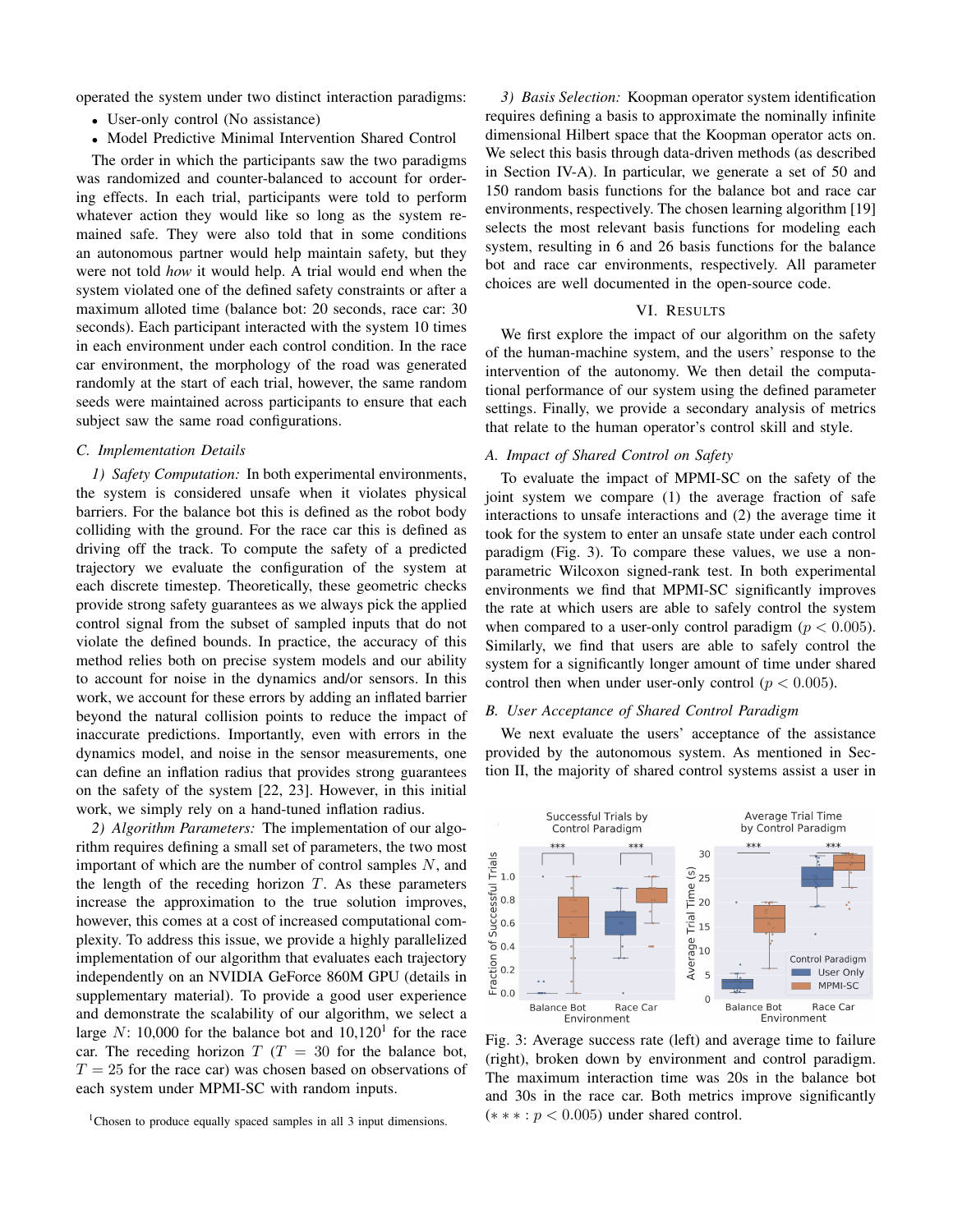operated the system under two distinct interaction paradigms:

- User-only control (No assistance)
- Model Predictive Minimal Intervention Shared Control

The order in which the participants saw the two paradigms was randomized and counter-balanced to account for ordering effects. In each trial, participants were told to perform whatever action they would like so long as the system remained safe. They were also told that in some conditions an autonomous partner would help maintain safety, but they were not told *how* it would help. A trial would end when the system violated one of the defined safety constraints or after a maximum alloted time (balance bot: 20 seconds, race car: 30 seconds). Each participant interacted with the system 10 times in each environment under each control condition. In the race car environment, the morphology of the road was generated randomly at the start of each trial, however, the same random seeds were maintained across participants to ensure that each subject saw the same road configurations.

### C. Implementation Details

*1) Safety Computation:* In both experimental environments, the system is considered unsafe when it violates physical barriers. For the balance bot this is defined as the robot body colliding with the ground. For the race car this is defined as driving off the track. To compute the safety of a predicted trajectory we evaluate the configuration of the system at each discrete timestep. Theoretically, these geometric checks provide strong safety guarantees as we always pick the applied control signal from the subset of sampled inputs that do not violate the defined bounds. In practice, the accuracy of this method relies both on precise system models and our ability to account for noise in the dynamics and/or sensors. In this work, we account for these errors by adding an inflated barrier beyond the natural collision points to reduce the impact of inaccurate predictions. Importantly, even with errors in the dynamics model, and noise in the sensor measurements, one can define an inflation radius that provides strong guarantees on the safety of the system [22, 23]. However, in this initial work, we simply rely on a hand-tuned inflation radius.

*2) Algorithm Parameters:* The implementation of our algorithm requires defining a small set of parameters, the two most important of which are the number of control samples $N$, and the length of the receding horizon $T$. As these parameters increase the approximation to the true solution improves, however, this comes at a cost of increased computational complexity. To address this issue, we provide a highly parallelized implementation of our algorithm that evaluates each trajectory independently on an NVIDIA GeForce 860M GPU (details in supplementary material). To provide a good user experience and demonstrate the scalability of our algorithm, we select a large $N$: 10,000 for the balance bot and 10,120[1] for the race car. The receding horizon $T$ ($T = 30$ for the balance bot, $T = 25$ for the race car) was chosen based on observations of each system under MPMI-SC with random inputs.

[1]Chosen to produce equally spaced samples in all 3 input dimensions.

*3) Basis Selection:* Koopman operator system identification requires defining a basis to approximate the nominally infinite dimensional Hilbert space that the Koopman operator acts on. We select this basis through data-driven methods (as described in Section IV-A). In particular, we generate a set of 50 and 150 random basis functions for the balance bot and race car environments, respectively. The chosen learning algorithm [19] selects the most relevant basis functions for modeling each system, resulting in 6 and 26 basis functions for the balance bot and race car environments, respectively. All parameter choices are well documented in the open-source code.

## VI. Results

We first explore the impact of our algorithm on the safety of the human-machine system, and the users' response to the intervention of the autonomy. We then detail the computational performance of our system using the defined parameter settings. Finally, we provide a secondary analysis of metrics that relate to the human operator's control skill and style.

### A. Impact of Shared Control on Safety

To evaluate the impact of MPMI-SC on the safety of the joint system we compare (1) the average fraction of safe interactions to unsafe interactions and (2) the average time it took for the system to enter an unsafe state under each control paradigm (Fig. 3). To compare these values, we use a non-parametric Wilcoxon signed-rank test. In both experimental environments we find that MPMI-SC significantly improves the rate at which users are able to safely control the system when compared to a user-only control paradigm ($p < 0.005$). Similarly, we find that users are able to safely control the system for a significantly longer amount of time under shared control then when under user-only control ($p < 0.005$).

### B. User Acceptance of Shared Control Paradigm

We next evaluate the users' acceptance of the assistance provided by the autonomous system. As mentioned in Section II, the majority of shared control systems assist a user in

Fig. 3: Average success rate (left) and average time to failure (right), broken down by environment and control paradigm. The maximum interaction time was 20s in the balance bot and 30s in the race car. Both metrics improve significantly ($*** : p < 0.005$) under shared control.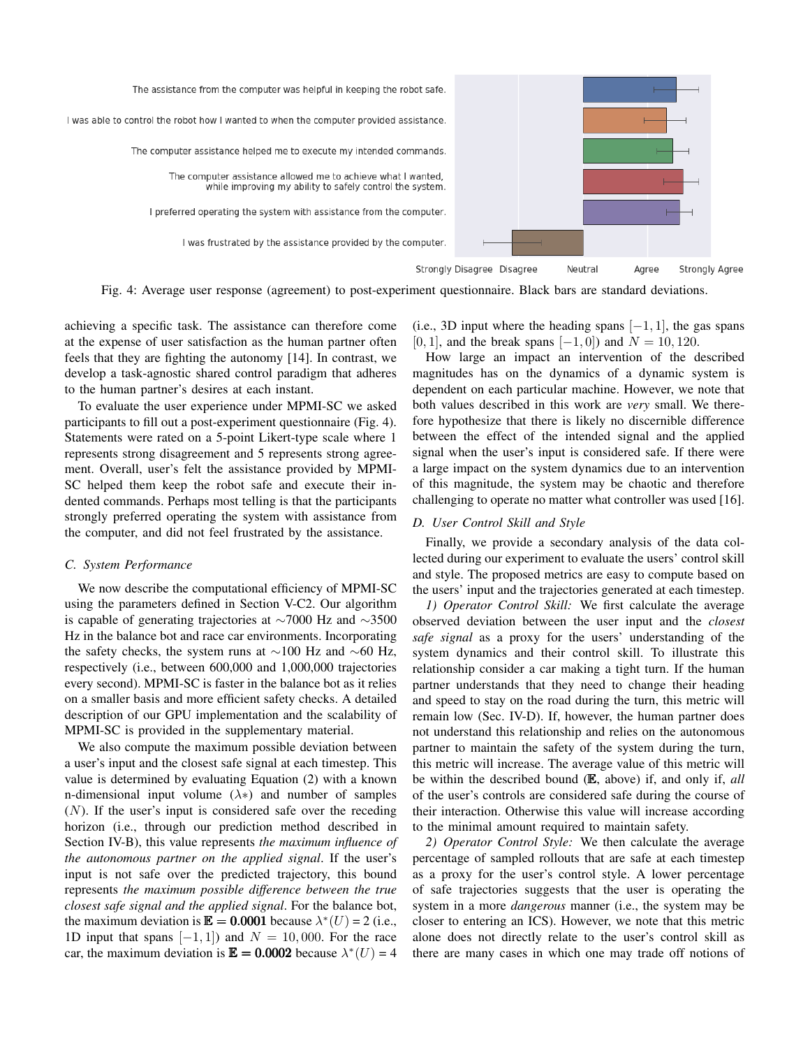Fig. 4: Average user response (agreement) to post-experiment questionnaire. Black bars are standard deviations.

achieving a specific task. The assistance can therefore come at the expense of user satisfaction as the human partner often feels that they are fighting the autonomy [14]. In contrast, we develop a task-agnostic shared control paradigm that adheres to the human partner's desires at each instant.

To evaluate the user experience under MPMI-SC we asked participants to fill out a post-experiment questionnaire (Fig. 4). Statements were rated on a 5-point Likert-type scale where 1 represents strong disagreement and 5 represents strong agreement. Overall, user's felt the assistance provided by MPMI-SC helped them keep the robot safe and execute their indented commands. Perhaps most telling is that the participants strongly preferred operating the system with assistance from the computer, and did not feel frustrated by the assistance.

### C. System Performance

We now describe the computational efficiency of MPMI-SC using the parameters defined in Section V-C2. Our algorithm is capable of generating trajectories at ~7000 Hz and ~3500 Hz in the balance bot and race car environments. Incorporating the safety checks, the system runs at ~100 Hz and ~60 Hz, respectively (i.e., between 600,000 and 1,000,000 trajectories every second). MPMI-SC is faster in the balance bot as it relies on a smaller basis and more efficient safety checks. A detailed description of our GPU implementation and the scalability of MPMI-SC is provided in the supplementary material.

We also compute the maximum possible deviation between a user's input and the closest safe signal at each timestep. This value is determined by evaluating Equation (2) with a known n-dimensional input volume ($\lambda*$) and number of samples ($N$). If the user's input is considered safe over the receding horizon (i.e., through our prediction method described in Section IV-B), this value represents *the maximum influence of the autonomous partner on the applied signal*. If the user's input is not safe over the predicted trajectory, this bound represents *the maximum possible difference between the true closest safe signal and the applied signal*. For the balance bot, the maximum deviation is $\mathbb{E} = \mathbf{0.0001}$ because $\lambda^*(U) = 2$ (i.e., 1D input that spans $[-1, 1]$) and $N = 10,000$. For the race car, the maximum deviation is $\mathbb{E} = \mathbf{0.0002}$ because $\lambda^*(U) = 4$ (i.e., 3D input where the heading spans $[-1, 1]$, the gas spans $[0, 1]$, and the break spans $[-1, 0]$) and $N = 10,120$.

How large an impact an intervention of the described magnitudes has on the dynamics of a dynamic system is dependent on each particular machine. However, we note that both values described in this work are *very* small. We therefore hypothesize that there is likely no discernible difference between the effect of the intended signal and the applied signal when the user's input is considered safe. If there were a large impact on the system dynamics due to an intervention of this magnitude, the system may be chaotic and therefore challenging to operate no matter what controller was used [16].

### D. User Control Skill and Style

Finally, we provide a secondary analysis of the data collected during our experiment to evaluate the users' control skill and style. The proposed metrics are easy to compute based on the users' input and the trajectories generated at each timestep.

*1) Operator Control Skill:* We first calculate the average observed deviation between the user input and the *closest safe signal* as a proxy for the users' understanding of the system dynamics and their control skill. To illustrate this relationship consider a car making a tight turn. If the human partner understands that they need to change their heading and speed to stay on the road during the turn, this metric will remain low (Sec. IV-D). If, however, the human partner does not understand this relationship and relies on the autonomous partner to maintain the safety of the system during the turn, this metric will increase. The average value of this metric will be within the described bound ($\mathbb{E}$, above) if, and only if, *all* of the user's controls are considered safe during the course of their interaction. Otherwise this value will increase according to the minimal amount required to maintain safety.

*2) Operator Control Style:* We then calculate the average percentage of sampled rollouts that are safe at each timestep as a proxy for the user's control style. A lower percentage of safe trajectories suggests that the user is operating the system in a more *dangerous* manner (i.e., the system may be closer to entering an ICS). However, we note that this metric alone does not directly relate to the user's control skill as there are many cases in which one may trade off notions of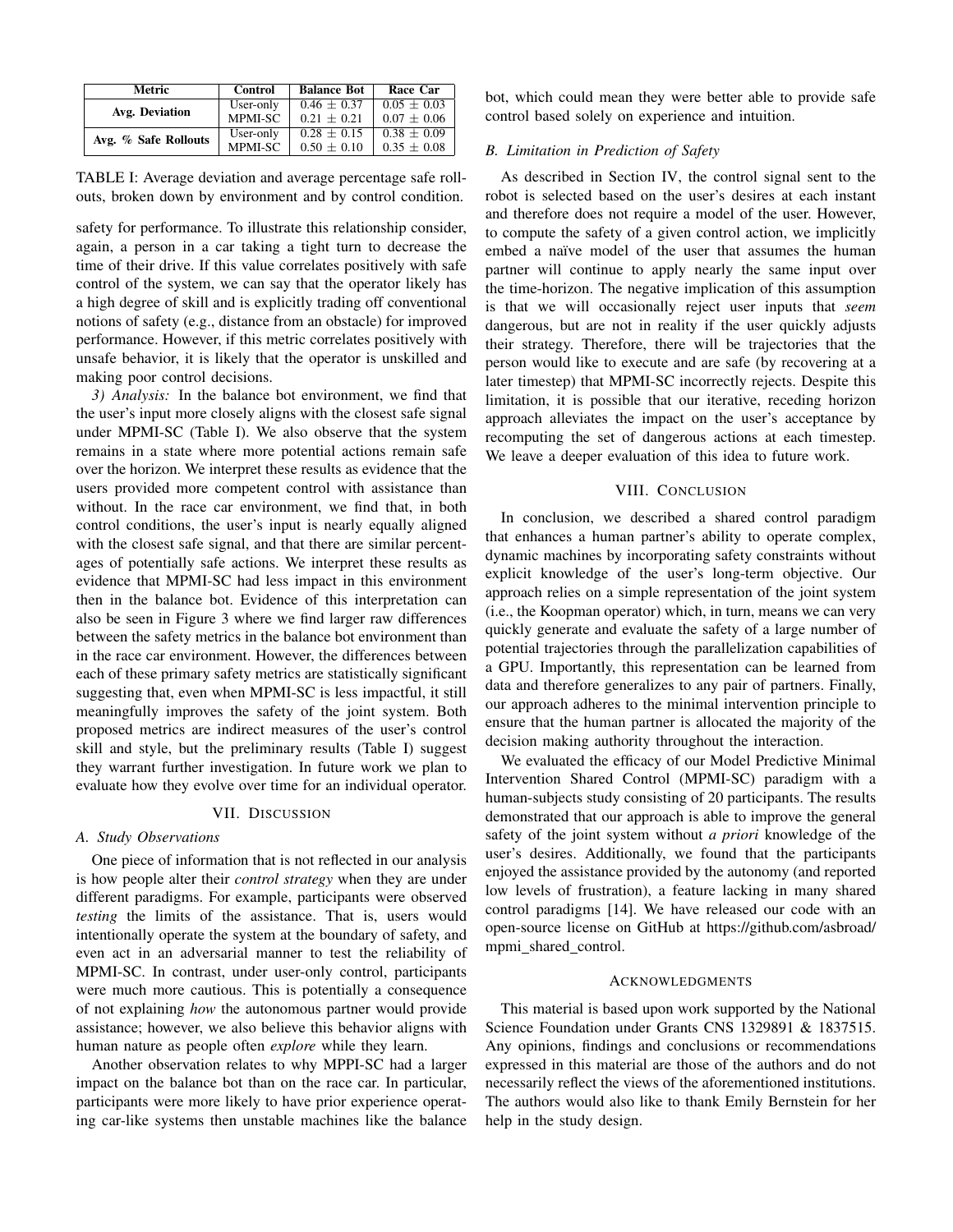| Metric | Control | Balance Bot | Race Car |
|---|---|---|---|
| **Avg. Deviation** | User-only | $0.46 \pm 0.37$ | $0.05 \pm 0.03$ |
| | MPMI-SC | $0.21 \pm 0.21$ | $0.07 \pm 0.06$ |
| **Avg. % Safe Rollouts** | User-only | $0.28 \pm 0.15$ | $0.38 \pm 0.09$ |
| | MPMI-SC | $0.50 \pm 0.10$ | $0.35 \pm 0.08$ |

TABLE I: Average deviation and average percentage safe rollouts, broken down by environment and by control condition.

safety for performance. To illustrate this relationship consider, again, a person in a car taking a tight turn to decrease the time of their drive. If this value correlates positively with safe control of the system, we can say that the operator likely has a high degree of skill and is explicitly trading off conventional notions of safety (e.g., distance from an obstacle) for improved performance. However, if this metric correlates positively with unsafe behavior, it is likely that the operator is unskilled and making poor control decisions.

*3) Analysis:* In the balance bot environment, we find that the user's input more closely aligns with the closest safe signal under MPMI-SC (Table I). We also observe that the system remains in a state where more potential actions remain safe over the horizon. We interpret these results as evidence that the users provided more competent control with assistance than without. In the race car environment, we find that, in both control conditions, the user's input is nearly equally aligned with the closest safe signal, and that there are similar percentages of potentially safe actions. We interpret these results as evidence that MPMI-SC had less impact in this environment then in the balance bot. Evidence of this interpretation can also be seen in Figure 3 where we find larger raw differences between the safety metrics in the balance bot environment than in the race car environment. However, the differences between each of these primary safety metrics are statistically significant suggesting that, even when MPMI-SC is less impactful, it still meaningfully improves the safety of the joint system. Both proposed metrics are indirect measures of the user's control skill and style, but the preliminary results (Table I) suggest they warrant further investigation. In future work we plan to evaluate how they evolve over time for an individual operator.

## VII. Discussion

### A. Study Observations

One piece of information that is not reflected in our analysis is how people alter their *control strategy* when they are under different paradigms. For example, participants were observed *testing* the limits of the assistance. That is, users would intentionally operate the system at the boundary of safety, and even act in an adversarial manner to test the reliability of MPMI-SC. In contrast, under user-only control, participants were much more cautious. This is potentially a consequence of not explaining *how* the autonomous partner would provide assistance; however, we also believe this behavior aligns with human nature as people often *explore* while they learn.

Another observation relates to why MPPI-SC had a larger impact on the balance bot than on the race car. In particular, participants were more likely to have prior experience operating car-like systems then unstable machines like the balance bot, which could mean they were better able to provide safe control based solely on experience and intuition.

### B. Limitation in Prediction of Safety

As described in Section IV, the control signal sent to the robot is selected based on the user's desires at each instant and therefore does not require a model of the user. However, to compute the safety of a given control action, we implicitly embed a naïve model of the user that assumes the human partner will continue to apply nearly the same input over the time-horizon. The negative implication of this assumption is that we will occasionally reject user inputs that *seem* dangerous, but are not in reality if the user quickly adjusts their strategy. Therefore, there will be trajectories that the person would like to execute and are safe (by recovering at a later timestep) that MPMI-SC incorrectly rejects. Despite this limitation, it is possible that our iterative, receding horizon approach alleviates the impact on the user's acceptance by recomputing the set of dangerous actions at each timestep. We leave a deeper evaluation of this idea to future work.

## VIII. Conclusion

In conclusion, we described a shared control paradigm that enhances a human partner's ability to operate complex, dynamic machines by incorporating safety constraints without explicit knowledge of the user's long-term objective. Our approach relies on a simple representation of the joint system (i.e., the Koopman operator) which, in turn, means we can very quickly generate and evaluate the safety of a large number of potential trajectories through the parallelization capabilities of a GPU. Importantly, this representation can be learned from data and therefore generalizes to any pair of partners. Finally, our approach adheres to the minimal intervention principle to ensure that the human partner is allocated the majority of the decision making authority throughout the interaction.

We evaluated the efficacy of our Model Predictive Minimal Intervention Shared Control (MPMI-SC) paradigm with a human-subjects study consisting of 20 participants. The results demonstrated that our approach is able to improve the general safety of the joint system without *a priori* knowledge of the user's desires. Additionally, we found that the participants enjoyed the assistance provided by the autonomy (and reported low levels of frustration), a feature lacking in many shared control paradigms [14]. We have released our code with an open-source license on GitHub at https://github.com/asbroad/mpmi_shared_control.

## Acknowledgments

This material is based upon work supported by the National Science Foundation under Grants CNS 1329891 & 1837515. Any opinions, findings and conclusions or recommendations expressed in this material are those of the authors and do not necessarily reflect the views of the aforementioned institutions. The authors would also like to thank Emily Bernstein for her help in the study design.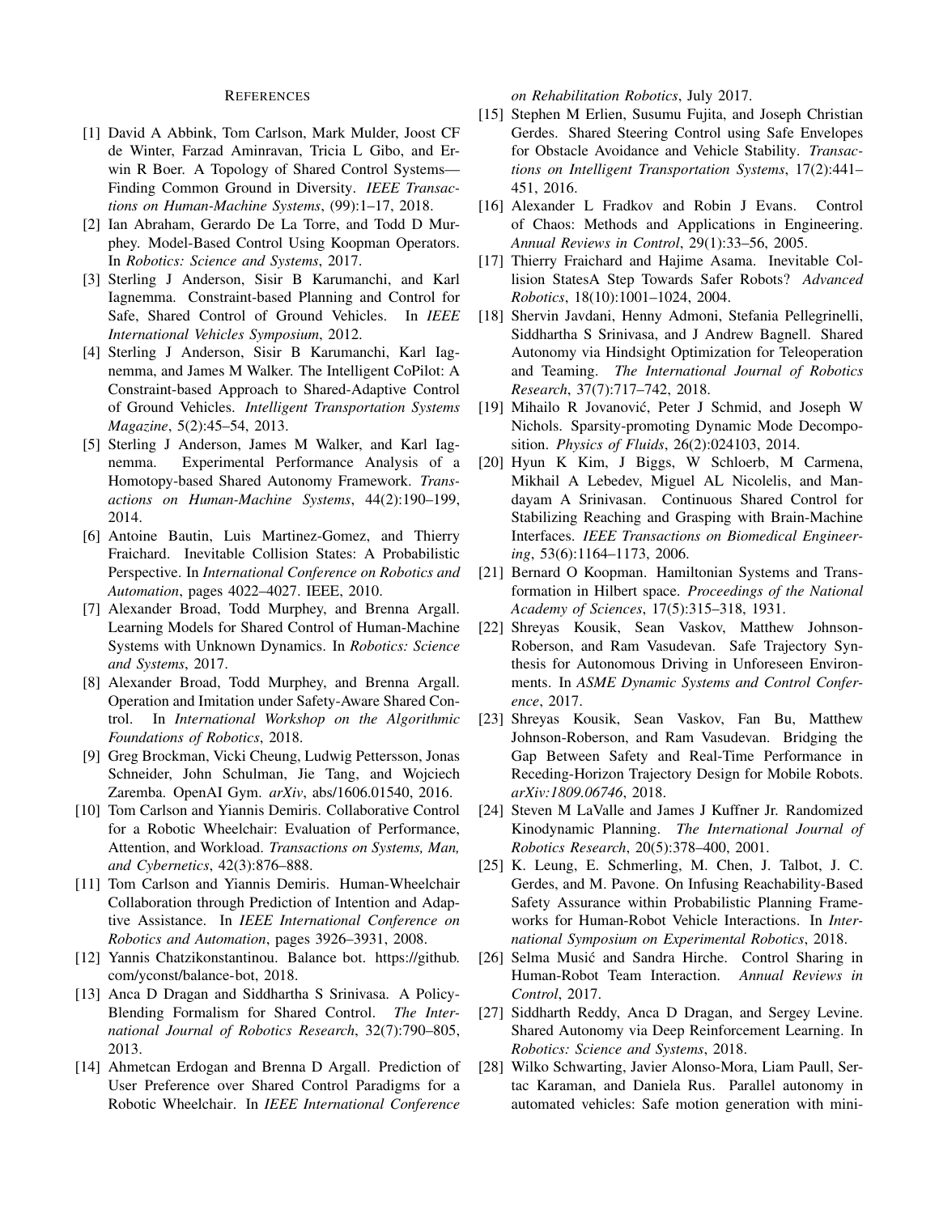## References

[1] David A Abbink, Tom Carlson, Mark Mulder, Joost CF de Winter, Farzad Aminravan, Tricia L Gibo, and Erwin R Boer. A Topology of Shared Control Systems—Finding Common Ground in Diversity. *IEEE Transactions on Human-Machine Systems*, (99):1–17, 2018.

[2] Ian Abraham, Gerardo De La Torre, and Todd D Murphey. Model-Based Control Using Koopman Operators. In *Robotics: Science and Systems*, 2017.

[3] Sterling J Anderson, Sisir B Karumanchi, and Karl Iagnemma. Constraint-based Planning and Control for Safe, Shared Control of Ground Vehicles. In *IEEE International Vehicles Symposium*, 2012.

[4] Sterling J Anderson, Sisir B Karumanchi, Karl Iagnemma, and James M Walker. The Intelligent CoPilot: A Constraint-based Approach to Shared-Adaptive Control of Ground Vehicles. *Intelligent Transportation Systems Magazine*, 5(2):45–54, 2013.

[5] Sterling J Anderson, James M Walker, and Karl Iagnemma. Experimental Performance Analysis of a Homotopy-based Shared Autonomy Framework. *Transactions on Human-Machine Systems*, 44(2):190–199, 2014.

[6] Antoine Bautin, Luis Martinez-Gomez, and Thierry Fraichard. Inevitable Collision States: A Probabilistic Perspective. In *International Conference on Robotics and Automation*, pages 4022–4027. IEEE, 2010.

[7] Alexander Broad, Todd Murphey, and Brenna Argall. Learning Models for Shared Control of Human-Machine Systems with Unknown Dynamics. In *Robotics: Science and Systems*, 2017.

[8] Alexander Broad, Todd Murphey, and Brenna Argall. Operation and Imitation under Safety-Aware Shared Control. In *International Workshop on the Algorithmic Foundations of Robotics*, 2018.

[9] Greg Brockman, Vicki Cheung, Ludwig Pettersson, Jonas Schneider, John Schulman, Jie Tang, and Wojciech Zaremba. OpenAI Gym. *arXiv*, abs/1606.01540, 2016.

[10] Tom Carlson and Yiannis Demiris. Collaborative Control for a Robotic Wheelchair: Evaluation of Performance, Attention, and Workload. *Transactions on Systems, Man, and Cybernetics*, 42(3):876–888.

[11] Tom Carlson and Yiannis Demiris. Human-Wheelchair Collaboration through Prediction of Intention and Adaptive Assistance. In *IEEE International Conference on Robotics and Automation*, pages 3926–3931, 2008.

[12] Yannis Chatzikonstantinou. Balance bot. https://github.com/yconst/balance-bot, 2018.

[13] Anca D Dragan and Siddhartha S Srinivasa. A Policy-Blending Formalism for Shared Control. *The International Journal of Robotics Research*, 32(7):790–805, 2013.

[14] Ahmetcan Erdogan and Brenna D Argall. Prediction of User Preference over Shared Control Paradigms for a Robotic Wheelchair. In *IEEE International Conference on Rehabilitation Robotics*, July 2017.

[15] Stephen M Erlien, Susumu Fujita, and Joseph Christian Gerdes. Shared Steering Control using Safe Envelopes for Obstacle Avoidance and Vehicle Stability. *Transactions on Intelligent Transportation Systems*, 17(2):441–451, 2016.

[16] Alexander L Fradkov and Robin J Evans. Control of Chaos: Methods and Applications in Engineering. *Annual Reviews in Control*, 29(1):33–56, 2005.

[17] Thierry Fraichard and Hajime Asama. Inevitable Collision StatesA Step Towards Safer Robots? *Advanced Robotics*, 18(10):1001–1024, 2004.

[18] Shervin Javdani, Henny Admoni, Stefania Pellegrinelli, Siddhartha S Srinivasa, and J Andrew Bagnell. Shared Autonomy via Hindsight Optimization for Teleoperation and Teaming. *The International Journal of Robotics Research*, 37(7):717–742, 2018.

[19] Mihailo R Jovanović, Peter J Schmid, and Joseph W Nichols. Sparsity-promoting Dynamic Mode Decomposition. *Physics of Fluids*, 26(2):024103, 2014.

[20] Hyun K Kim, J Biggs, W Schloerb, M Carmena, Mikhail A Lebedev, Miguel AL Nicolelis, and Mandayam A Srinivasan. Continuous Shared Control for Stabilizing Reaching and Grasping with Brain-Machine Interfaces. *IEEE Transactions on Biomedical Engineering*, 53(6):1164–1173, 2006.

[21] Bernard O Koopman. Hamiltonian Systems and Transformation in Hilbert space. *Proceedings of the National Academy of Sciences*, 17(5):315–318, 1931.

[22] Shreyas Kousik, Sean Vaskov, Matthew Johnson-Roberson, and Ram Vasudevan. Safe Trajectory Synthesis for Autonomous Driving in Unforeseen Environments. In *ASME Dynamic Systems and Control Conference*, 2017.

[23] Shreyas Kousik, Sean Vaskov, Fan Bu, Matthew Johnson-Roberson, and Ram Vasudevan. Bridging the Gap Between Safety and Real-Time Performance in Receding-Horizon Trajectory Design for Mobile Robots. *arXiv:1809.06746*, 2018.

[24] Steven M LaValle and James J Kuffner Jr. Randomized Kinodynamic Planning. *The International Journal of Robotics Research*, 20(5):378–400, 2001.

[25] K. Leung, E. Schmerling, M. Chen, J. Talbot, J. C. Gerdes, and M. Pavone. On Infusing Reachability-Based Safety Assurance within Probabilistic Planning Frameworks for Human-Robot Vehicle Interactions. In *International Symposium on Experimental Robotics*, 2018.

[26] Selma Musić and Sandra Hirche. Control Sharing in Human-Robot Team Interaction. *Annual Reviews in Control*, 2017.

[27] Siddharth Reddy, Anca D Dragan, and Sergey Levine. Shared Autonomy via Deep Reinforcement Learning. In *Robotics: Science and Systems*, 2018.

[28] Wilko Schwarting, Javier Alonso-Mora, Liam Paull, Sertac Karaman, and Daniela Rus. Parallel autonomy in automated vehicles: Safe motion generation with mini-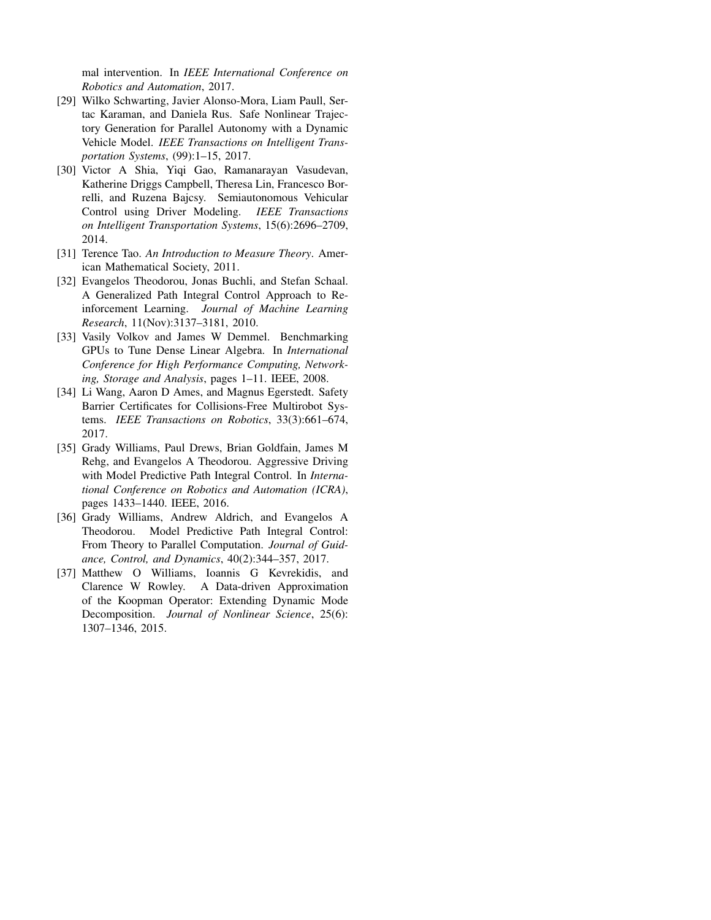mal intervention. In *IEEE International Conference on Robotics and Automation*, 2017.

[29] Wilko Schwarting, Javier Alonso-Mora, Liam Paull, Sertac Karaman, and Daniela Rus. Safe Nonlinear Trajectory Generation for Parallel Autonomy with a Dynamic Vehicle Model. *IEEE Transactions on Intelligent Transportation Systems*, (99):1–15, 2017.

[30] Victor A Shia, Yiqi Gao, Ramanarayan Vasudevan, Katherine Driggs Campbell, Theresa Lin, Francesco Borrelli, and Ruzena Bajcsy. Semiautonomous Vehicular Control using Driver Modeling. *IEEE Transactions on Intelligent Transportation Systems*, 15(6):2696–2709, 2014.

[31] Terence Tao. *An Introduction to Measure Theory*. American Mathematical Society, 2011.

[32] Evangelos Theodorou, Jonas Buchli, and Stefan Schaal. A Generalized Path Integral Control Approach to Reinforcement Learning. *Journal of Machine Learning Research*, 11(Nov):3137–3181, 2010.

[33] Vasily Volkov and James W Demmel. Benchmarking GPUs to Tune Dense Linear Algebra. In *International Conference for High Performance Computing, Networking, Storage and Analysis*, pages 1–11. IEEE, 2008.

[34] Li Wang, Aaron D Ames, and Magnus Egerstedt. Safety Barrier Certificates for Collisions-Free Multirobot Systems. *IEEE Transactions on Robotics*, 33(3):661–674, 2017.

[35] Grady Williams, Paul Drews, Brian Goldfain, James M Rehg, and Evangelos A Theodorou. Aggressive Driving with Model Predictive Path Integral Control. In *International Conference on Robotics and Automation (ICRA)*, pages 1433–1440. IEEE, 2016.

[36] Grady Williams, Andrew Aldrich, and Evangelos A Theodorou. Model Predictive Path Integral Control: From Theory to Parallel Computation. *Journal of Guidance, Control, and Dynamics*, 40(2):344–357, 2017.

[37] Matthew O Williams, Ioannis G Kevrekidis, and Clarence W Rowley. A Data-driven Approximation of the Koopman Operator: Extending Dynamic Mode Decomposition. *Journal of Nonlinear Science*, 25(6): 1307–1346, 2015.